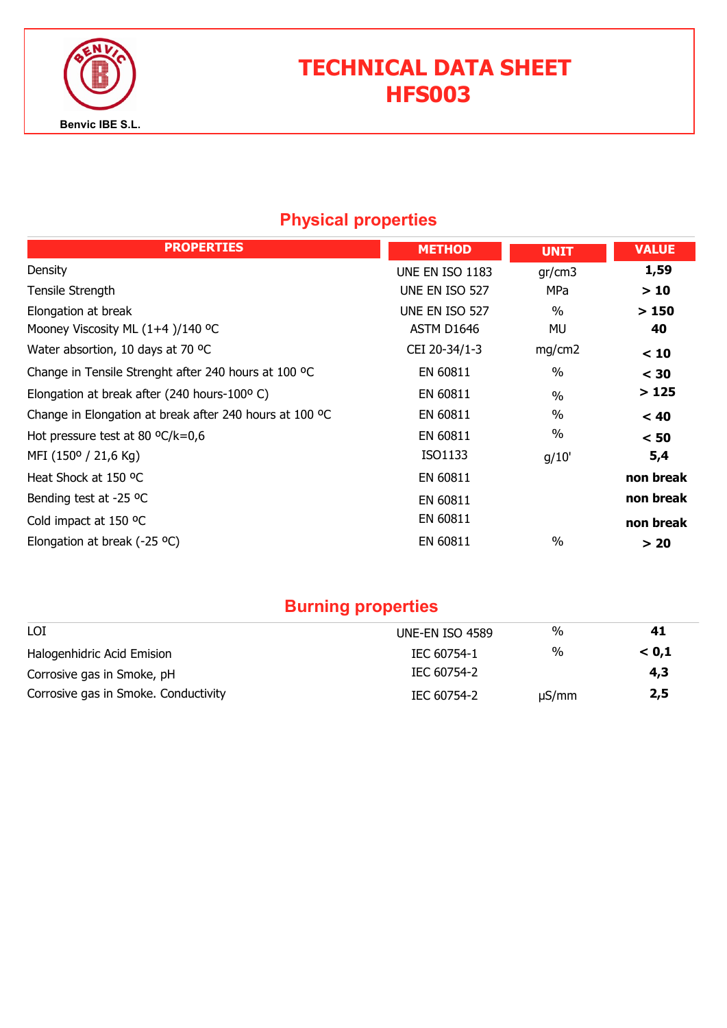Benvic IBE S.L.

# TECHNICAL DATA SHEET
# HFS003

## Physical properties

| PROPERTIES | METHOD | UNIT | VALUE |
|---|---|---|---|
| Density | UNE EN ISO 1183 | gr/cm3 | **1,59** |
| Tensile Strength | UNE EN ISO 527 | MPa | **> 10** |
| Elongation at break | UNE EN ISO 527 | % | **> 150** |
| Mooney Viscosity ML (1+4 )/140 ºC | ASTM D1646 | MU | **40** |
| Water absorption, 10 days at 70 ºC | CEI 20-34/1-3 | mg/cm2 | **< 10** |
| Change in Tensile Strenght after 240 hours at 100 ºC | EN 60811 | % | **< 30** |
| Elongation at break after (240 hours-100º C) | EN 60811 | % | **> 125** |
| Change in Elongation at break after 240 hours at 100 ºC | EN 60811 | % | **< 40** |
| Hot pressure test at 80 ºC/k=0,6 | EN 60811 | % | **< 50** |
| MFI (150º / 21,6 Kg) | ISO1133 | g/10' | **5,4** |
| Heat Shock at 150 ºC | EN 60811 | | **non break** |
| Bending test at -25 ºC | EN 60811 | | **non break** |
| Cold impact at 150 ºC | EN 60811 | | **non break** |
| Elongation at break (-25 ºC) | EN 60811 | % | **> 20** |

## Burning properties

| PROPERTIES | METHOD | UNIT | VALUE |
|---|---|---|---|
| LOI | UNE-EN ISO 4589 | % | **41** |
| Halogenhidric Acid Emision | IEC 60754-1 | % | **< 0,1** |
| Corrosive gas in Smoke, pH | IEC 60754-2 | | **4,3** |
| Corrosive gas in Smoke. Conductivity | IEC 60754-2 | µS/mm | **2,5** |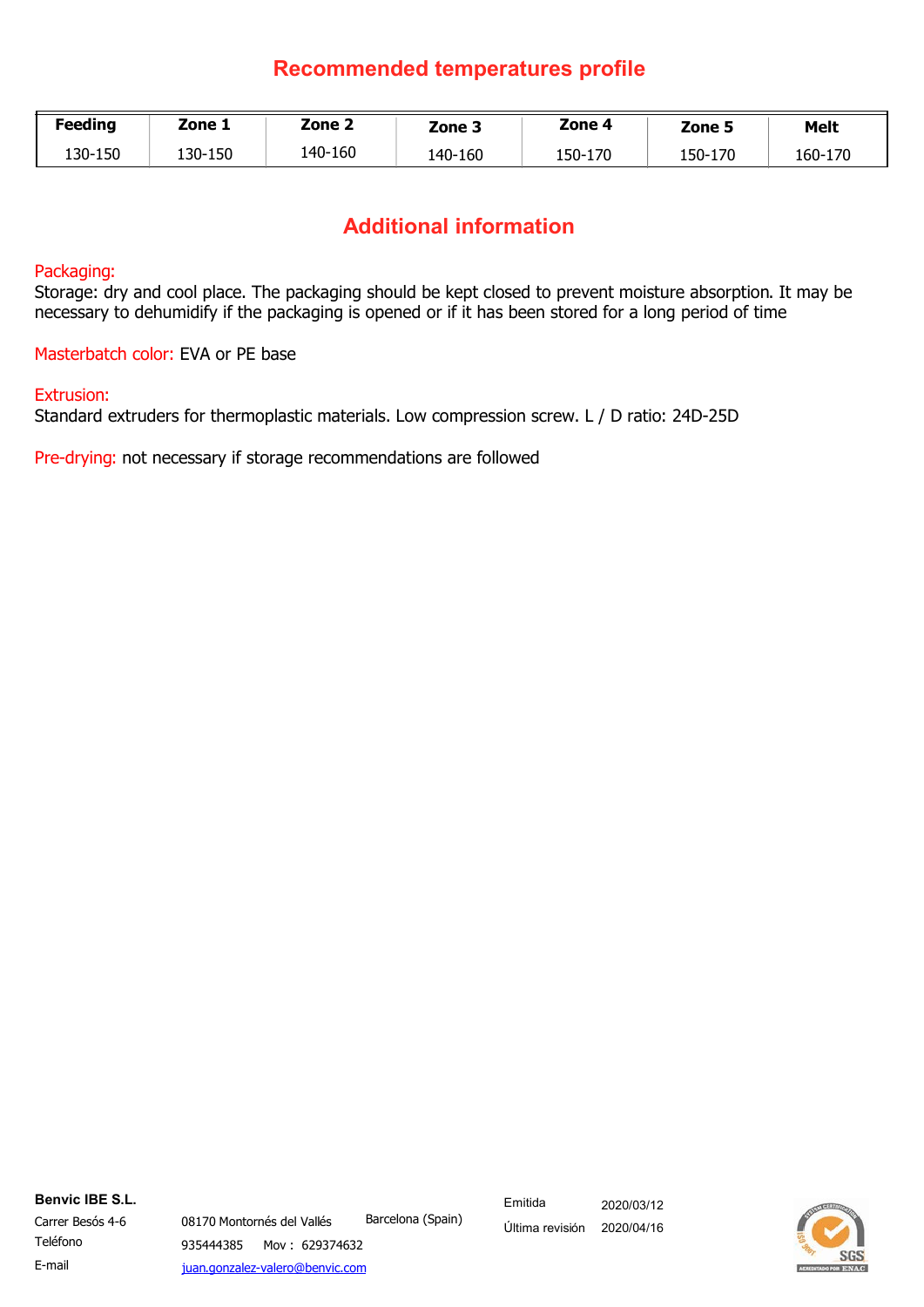## Recommended temperatures profile

| Feeding | Zone 1 | Zone 2 | Zone 3 | Zone 4 | Zone 5 | Melt |
|---|---|---|---|---|---|---|
| 130-150 | 130-150 | 140-160 | 140-160 | 150-170 | 150-170 | 160-170 |

## Additional information

Packaging:
Storage: dry and cool place. The packaging should be kept closed to prevent moisture absorption. It may be necessary to dehumidify if the packaging is opened or if it has been stored for a long period of time

Masterbatch color: EVA or PE base

Extrusion:
Standard extruders for thermoplastic materials. Low compression screw. L / D ratio: 24D-25D

Pre-drying: not necessary if storage recommendations are followed

**Benvic IBE S.L.**
Carrer Besós 4-6 08170 Montornés del Vallés Barcelona (Spain)
Teléfono 935444385 Mov : 629374632
E-mail juan.gonzalez-valero@benvic.com

Emitida 2020/03/12
Última revisión 2020/04/16